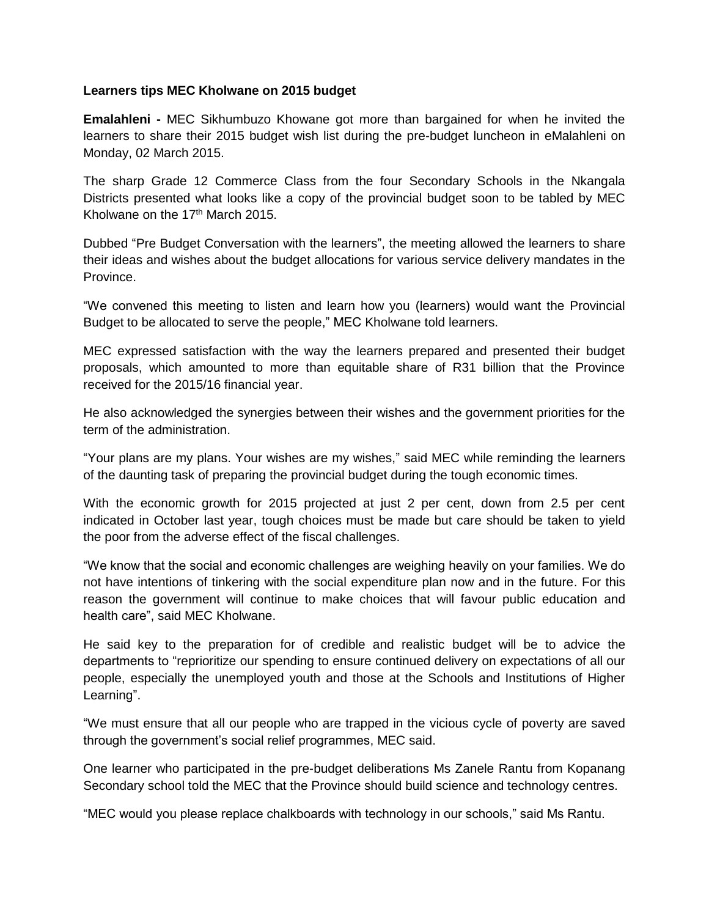**Learners tips MEC Kholwane on 2015 budget**

**Emalahleni -** MEC Sikhumbuzo Khowane got more than bargained for when he invited the learners to share their 2015 budget wish list during the pre-budget luncheon in eMalahleni on Monday, 02 March 2015.

The sharp Grade 12 Commerce Class from the four Secondary Schools in the Nkangala Districts presented what looks like a copy of the provincial budget soon to be tabled by MEC Kholwane on the 17th March 2015.

Dubbed "Pre Budget Conversation with the learners", the meeting allowed the learners to share their ideas and wishes about the budget allocations for various service delivery mandates in the Province.

"We convened this meeting to listen and learn how you (learners) would want the Provincial Budget to be allocated to serve the people," MEC Kholwane told learners.

MEC expressed satisfaction with the way the learners prepared and presented their budget proposals, which amounted to more than equitable share of R31 billion that the Province received for the 2015/16 financial year.

He also acknowledged the synergies between their wishes and the government priorities for the term of the administration.

"Your plans are my plans. Your wishes are my wishes," said MEC while reminding the learners of the daunting task of preparing the provincial budget during the tough economic times.

With the economic growth for 2015 projected at just 2 per cent, down from 2.5 per cent indicated in October last year, tough choices must be made but care should be taken to yield the poor from the adverse effect of the fiscal challenges.

"We know that the social and economic challenges are weighing heavily on your families. We do not have intentions of tinkering with the social expenditure plan now and in the future. For this reason the government will continue to make choices that will favour public education and health care", said MEC Kholwane.

He said key to the preparation for of credible and realistic budget will be to advice the departments to "reprioritize our spending to ensure continued delivery on expectations of all our people, especially the unemployed youth and those at the Schools and Institutions of Higher Learning".

"We must ensure that all our people who are trapped in the vicious cycle of poverty are saved through the government's social relief programmes, MEC said.

One learner who participated in the pre-budget deliberations Ms Zanele Rantu from Kopanang Secondary school told the MEC that the Province should build science and technology centres.

"MEC would you please replace chalkboards with technology in our schools," said Ms Rantu.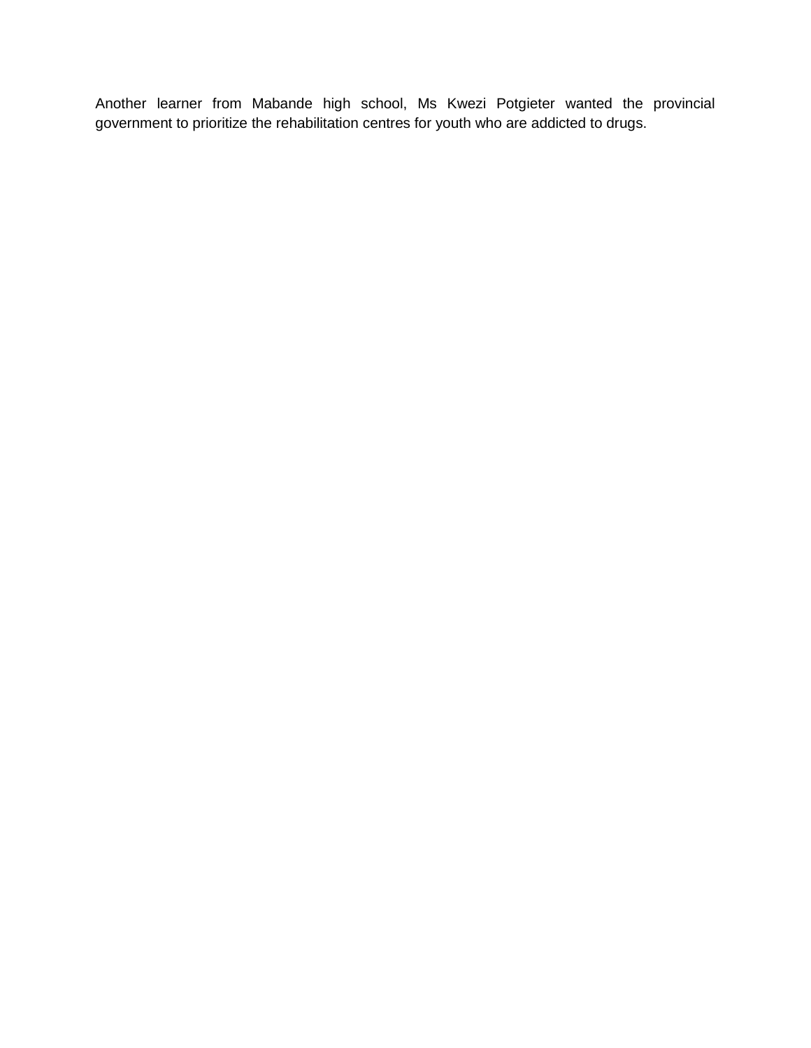Another learner from Mabande high school, Ms Kwezi Potgieter wanted the provincial government to prioritize the rehabilitation centres for youth who are addicted to drugs.